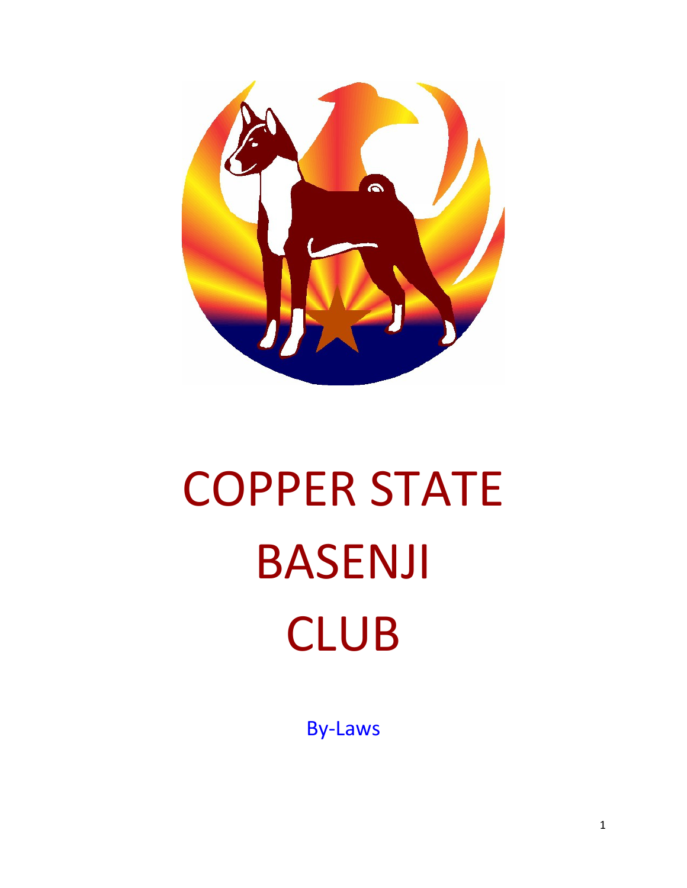# COPPER STATE BASENJI CLUB

By-Laws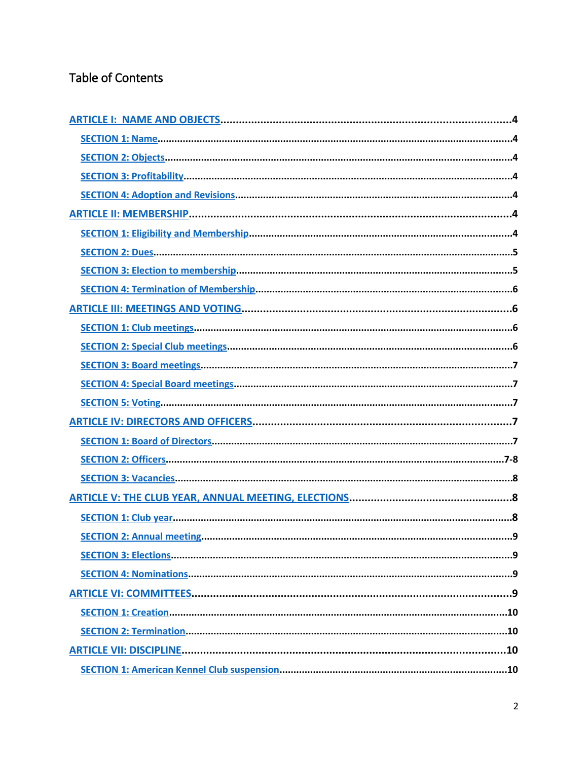# Table of Contents

ARTICLE I: NAME AND OBJECTS....4

- SECTION 1: Name....4
- SECTION 2: Objects....4
- SECTION 3: Profitability....4
- SECTION 4: Adoption and Revisions....4

ARTICLE II: MEMBERSHIP....4

- SECTION 1: Eligibility and Membership....4
- SECTION 2: Dues....5
- SECTION 3: Election to membership....5
- SECTION 4: Termination of Membership....6

ARTICLE III: MEETINGS AND VOTING....6

- SECTION 1: Club meetings....6
- SECTION 2: Special Club meetings....6
- SECTION 3: Board meetings....7
- SECTION 4: Special Board meetings....7
- SECTION 5: Voting....7

ARTICLE IV: DIRECTORS AND OFFICERS....7

- SECTION 1: Board of Directors....7
- SECTION 2: Officers....7-8
- SECTION 3: Vacancies....8

ARTICLE V: THE CLUB YEAR, ANNUAL MEETING, ELECTIONS....8

- SECTION 1: Club year....8
- SECTION 2: Annual meeting....9
- SECTION 3: Elections....9
- SECTION 4: Nominations....9

ARTICLE VI: COMMITTEES....9

- SECTION 1: Creation....10
- SECTION 2: Termination....10

ARTICLE VII: DISCIPLINE....10

- SECTION 1: American Kennel Club suspension....10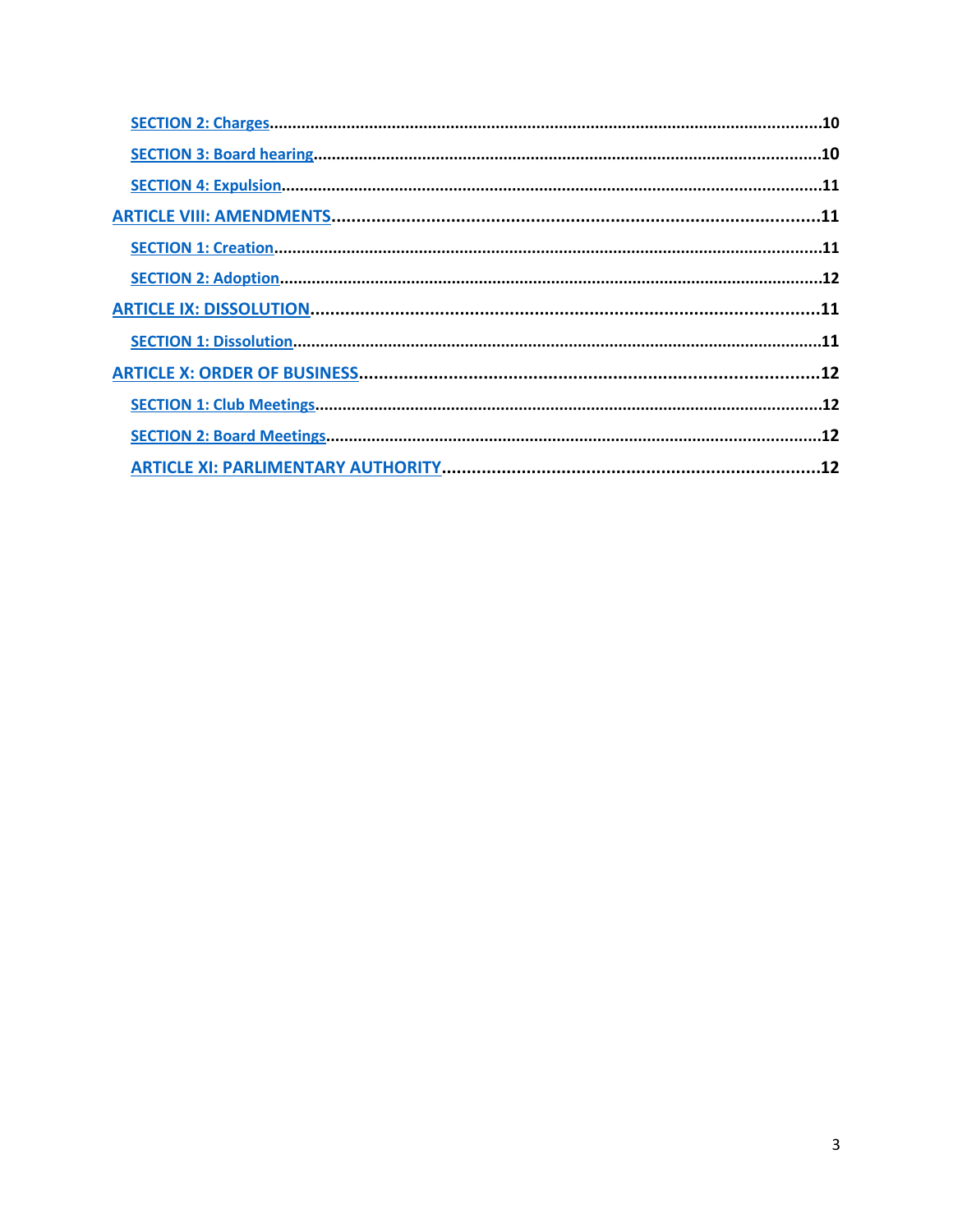- SECTION 2: Charges....10
- SECTION 3: Board hearing....10
- SECTION 4: Expulsion....11

ARTICLE VIII: AMENDMENTS....11

- SECTION 1: Creation....11
- SECTION 2: Adoption....12

ARTICLE IX: DISSOLUTION....11

- SECTION 1: Dissolution....11

ARTICLE X: ORDER OF BUSINESS....12

- SECTION 1: Club Meetings....12
- SECTION 2: Board Meetings....12

ARTICLE XI: PARLIMENTARY AUTHORITY....12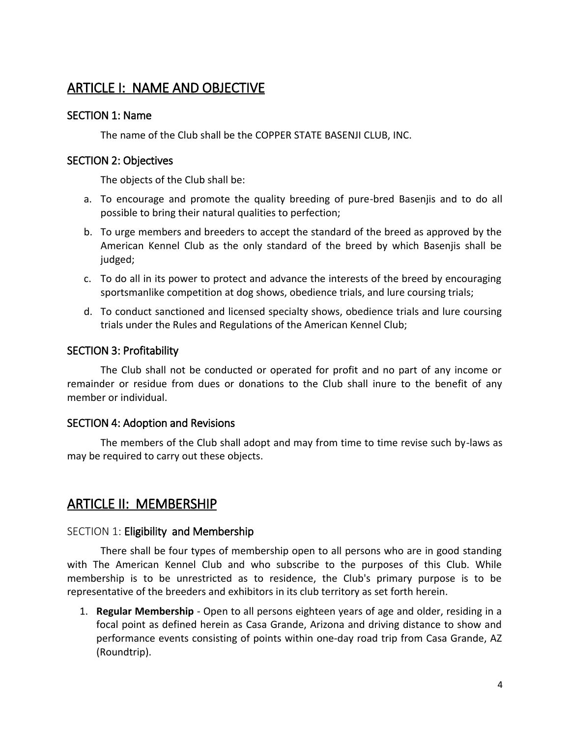## ARTICLE I: NAME AND OBJECTIVE

### SECTION 1: Name

The name of the Club shall be the COPPER STATE BASENJI CLUB, INC.

### SECTION 2: Objectives

The objects of the Club shall be:

a. To encourage and promote the quality breeding of pure-bred Basenjis and to do all possible to bring their natural qualities to perfection;

b. To urge members and breeders to accept the standard of the breed as approved by the American Kennel Club as the only standard of the breed by which Basenjis shall be judged;

c. To do all in its power to protect and advance the interests of the breed by encouraging sportsmanlike competition at dog shows, obedience trials, and lure coursing trials;

d. To conduct sanctioned and licensed specialty shows, obedience trials and lure coursing trials under the Rules and Regulations of the American Kennel Club;

### SECTION 3: Profitability

The Club shall not be conducted or operated for profit and no part of any income or remainder or residue from dues or donations to the Club shall inure to the benefit of any member or individual.

### SECTION 4: Adoption and Revisions

The members of the Club shall adopt and may from time to time revise such by-laws as may be required to carry out these objects.

## ARTICLE II: MEMBERSHIP

### SECTION 1: Eligibility and Membership

There shall be four types of membership open to all persons who are in good standing with The American Kennel Club and who subscribe to the purposes of this Club. While membership is to be unrestricted as to residence, the Club's primary purpose is to be representative of the breeders and exhibitors in its club territory as set forth herein.

1. **Regular Membership** - Open to all persons eighteen years of age and older, residing in a focal point as defined herein as Casa Grande, Arizona and driving distance to show and performance events consisting of points within one-day road trip from Casa Grande, AZ (Roundtrip).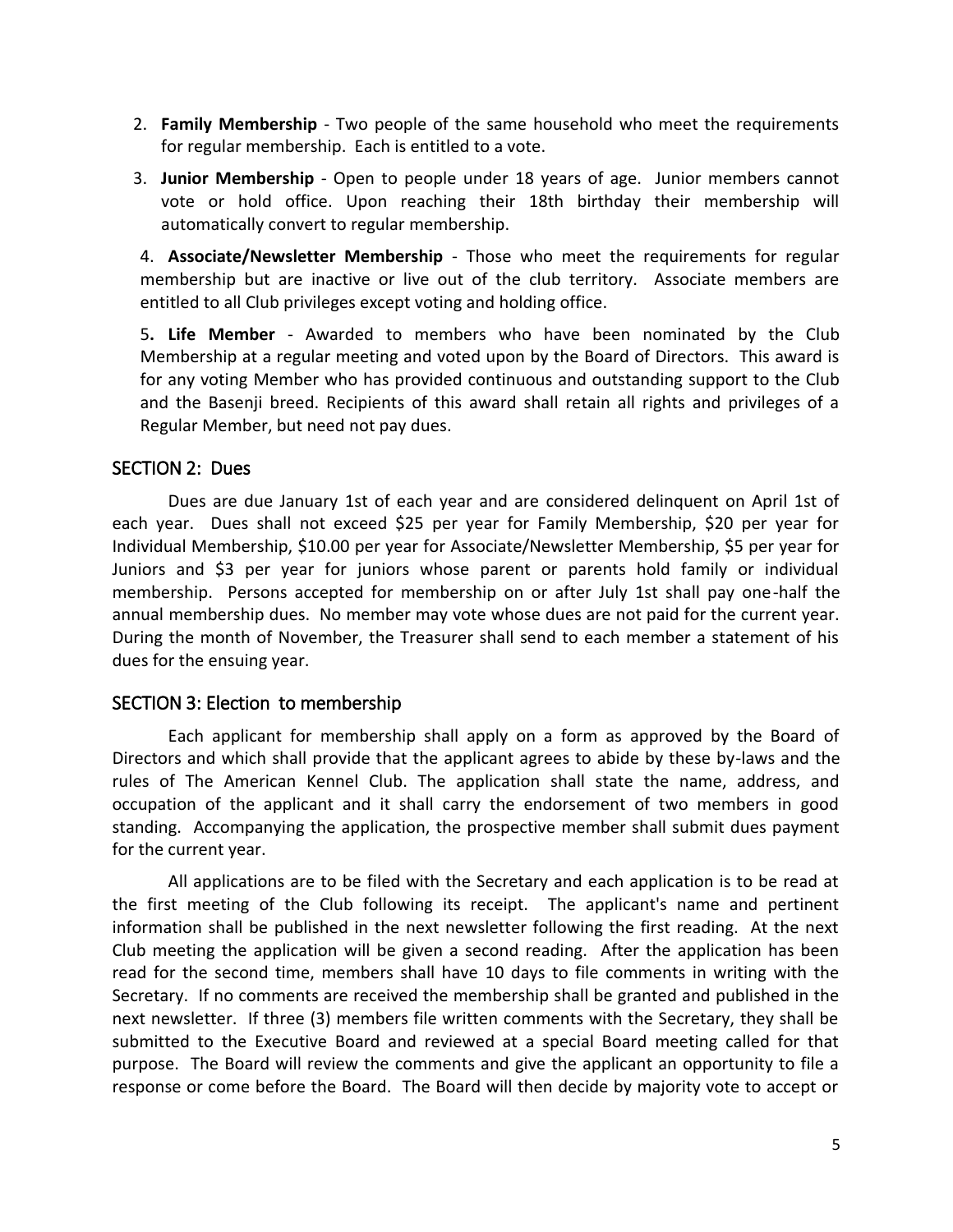2. **Family Membership** - Two people of the same household who meet the requirements for regular membership. Each is entitled to a vote.

3. **Junior Membership** - Open to people under 18 years of age. Junior members cannot vote or hold office. Upon reaching their 18th birthday their membership will automatically convert to regular membership.

4. **Associate/Newsletter Membership** - Those who meet the requirements for regular membership but are inactive or live out of the club territory. Associate members are entitled to all Club privileges except voting and holding office.

5. **Life Member** - Awarded to members who have been nominated by the Club Membership at a regular meeting and voted upon by the Board of Directors. This award is for any voting Member who has provided continuous and outstanding support to the Club and the Basenji breed. Recipients of this award shall retain all rights and privileges of a Regular Member, but need not pay dues.

## SECTION 2: Dues

Dues are due January 1st of each year and are considered delinquent on April 1st of each year. Dues shall not exceed $25 per year for Family Membership, $20 per year for Individual Membership, $10.00 per year for Associate/Newsletter Membership, $5 per year for Juniors and $3 per year for juniors whose parent or parents hold family or individual membership. Persons accepted for membership on or after July 1st shall pay one-half the annual membership dues. No member may vote whose dues are not paid for the current year. During the month of November, the Treasurer shall send to each member a statement of his dues for the ensuing year.

## SECTION 3: Election to membership

Each applicant for membership shall apply on a form as approved by the Board of Directors and which shall provide that the applicant agrees to abide by these by-laws and the rules of The American Kennel Club. The application shall state the name, address, and occupation of the applicant and it shall carry the endorsement of two members in good standing. Accompanying the application, the prospective member shall submit dues payment for the current year.

All applications are to be filed with the Secretary and each application is to be read at the first meeting of the Club following its receipt. The applicant's name and pertinent information shall be published in the next newsletter following the first reading. At the next Club meeting the application will be given a second reading. After the application has been read for the second time, members shall have 10 days to file comments in writing with the Secretary. If no comments are received the membership shall be granted and published in the next newsletter. If three (3) members file written comments with the Secretary, they shall be submitted to the Executive Board and reviewed at a special Board meeting called for that purpose. The Board will review the comments and give the applicant an opportunity to file a response or come before the Board. The Board will then decide by majority vote to accept or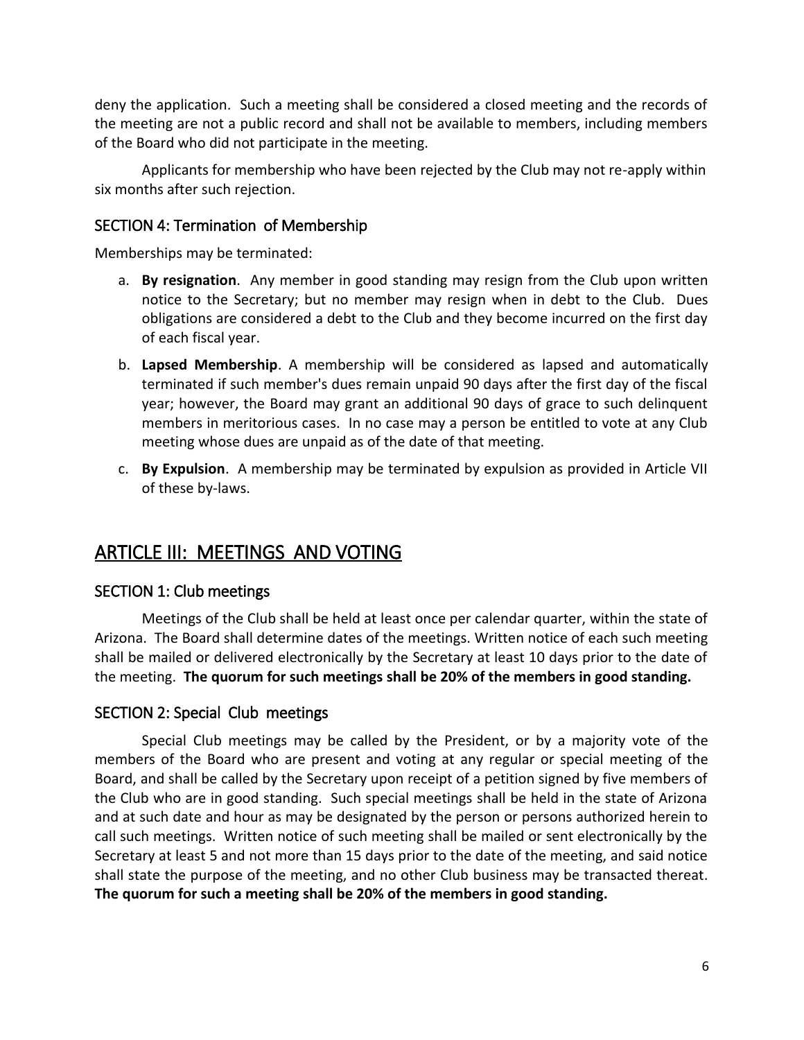deny the application. Such a meeting shall be considered a closed meeting and the records of the meeting are not a public record and shall not be available to members, including members of the Board who did not participate in the meeting.

Applicants for membership who have been rejected by the Club may not re-apply within six months after such rejection.

### SECTION 4: Termination of Membership

Memberships may be terminated:

a. **By resignation**. Any member in good standing may resign from the Club upon written notice to the Secretary; but no member may resign when in debt to the Club. Dues obligations are considered a debt to the Club and they become incurred on the first day of each fiscal year.

b. **Lapsed Membership**. A membership will be considered as lapsed and automatically terminated if such member's dues remain unpaid 90 days after the first day of the fiscal year; however, the Board may grant an additional 90 days of grace to such delinquent members in meritorious cases. In no case may a person be entitled to vote at any Club meeting whose dues are unpaid as of the date of that meeting.

c. **By Expulsion**. A membership may be terminated by expulsion as provided in Article VII of these by-laws.

## ARTICLE III: MEETINGS AND VOTING

### SECTION 1: Club meetings

Meetings of the Club shall be held at least once per calendar quarter, within the state of Arizona. The Board shall determine dates of the meetings. Written notice of each such meeting shall be mailed or delivered electronically by the Secretary at least 10 days prior to the date of the meeting. **The quorum for such meetings shall be 20% of the members in good standing.**

### SECTION 2: Special Club meetings

Special Club meetings may be called by the President, or by a majority vote of the members of the Board who are present and voting at any regular or special meeting of the Board, and shall be called by the Secretary upon receipt of a petition signed by five members of the Club who are in good standing. Such special meetings shall be held in the state of Arizona and at such date and hour as may be designated by the person or persons authorized herein to call such meetings. Written notice of such meeting shall be mailed or sent electronically by the Secretary at least 5 and not more than 15 days prior to the date of the meeting, and said notice shall state the purpose of the meeting, and no other Club business may be transacted thereat. **The quorum for such a meeting shall be 20% of the members in good standing.**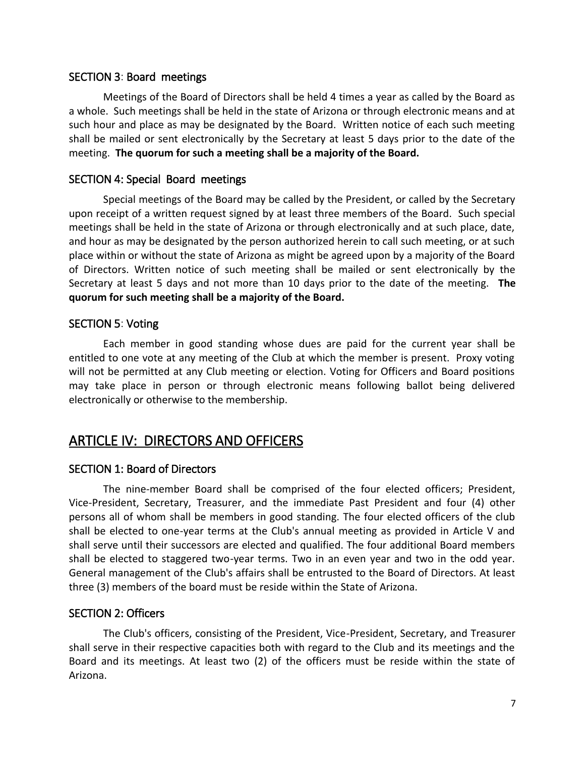### SECTION 3: Board meetings

Meetings of the Board of Directors shall be held 4 times a year as called by the Board as a whole. Such meetings shall be held in the state of Arizona or through electronic means and at such hour and place as may be designated by the Board. Written notice of each such meeting shall be mailed or sent electronically by the Secretary at least 5 days prior to the date of the meeting. **The quorum for such a meeting shall be a majority of the Board.**

### SECTION 4: Special Board meetings

Special meetings of the Board may be called by the President, or called by the Secretary upon receipt of a written request signed by at least three members of the Board. Such special meetings shall be held in the state of Arizona or through electronically and at such place, date, and hour as may be designated by the person authorized herein to call such meeting, or at such place within or without the state of Arizona as might be agreed upon by a majority of the Board of Directors. Written notice of such meeting shall be mailed or sent electronically by the Secretary at least 5 days and not more than 10 days prior to the date of the meeting. **The quorum for such meeting shall be a majority of the Board.**

### SECTION 5: Voting

Each member in good standing whose dues are paid for the current year shall be entitled to one vote at any meeting of the Club at which the member is present. Proxy voting will not be permitted at any Club meeting or election. Voting for Officers and Board positions may take place in person or through electronic means following ballot being delivered electronically or otherwise to the membership.

## ARTICLE IV: DIRECTORS AND OFFICERS

### SECTION 1: Board of Directors

The nine-member Board shall be comprised of the four elected officers; President, Vice-President, Secretary, Treasurer, and the immediate Past President and four (4) other persons all of whom shall be members in good standing. The four elected officers of the club shall be elected to one-year terms at the Club's annual meeting as provided in Article V and shall serve until their successors are elected and qualified. The four additional Board members shall be elected to staggered two-year terms. Two in an even year and two in the odd year. General management of the Club's affairs shall be entrusted to the Board of Directors. At least three (3) members of the board must be reside within the State of Arizona.

### SECTION 2: Officers

The Club's officers, consisting of the President, Vice-President, Secretary, and Treasurer shall serve in their respective capacities both with regard to the Club and its meetings and the Board and its meetings. At least two (2) of the officers must be reside within the state of Arizona.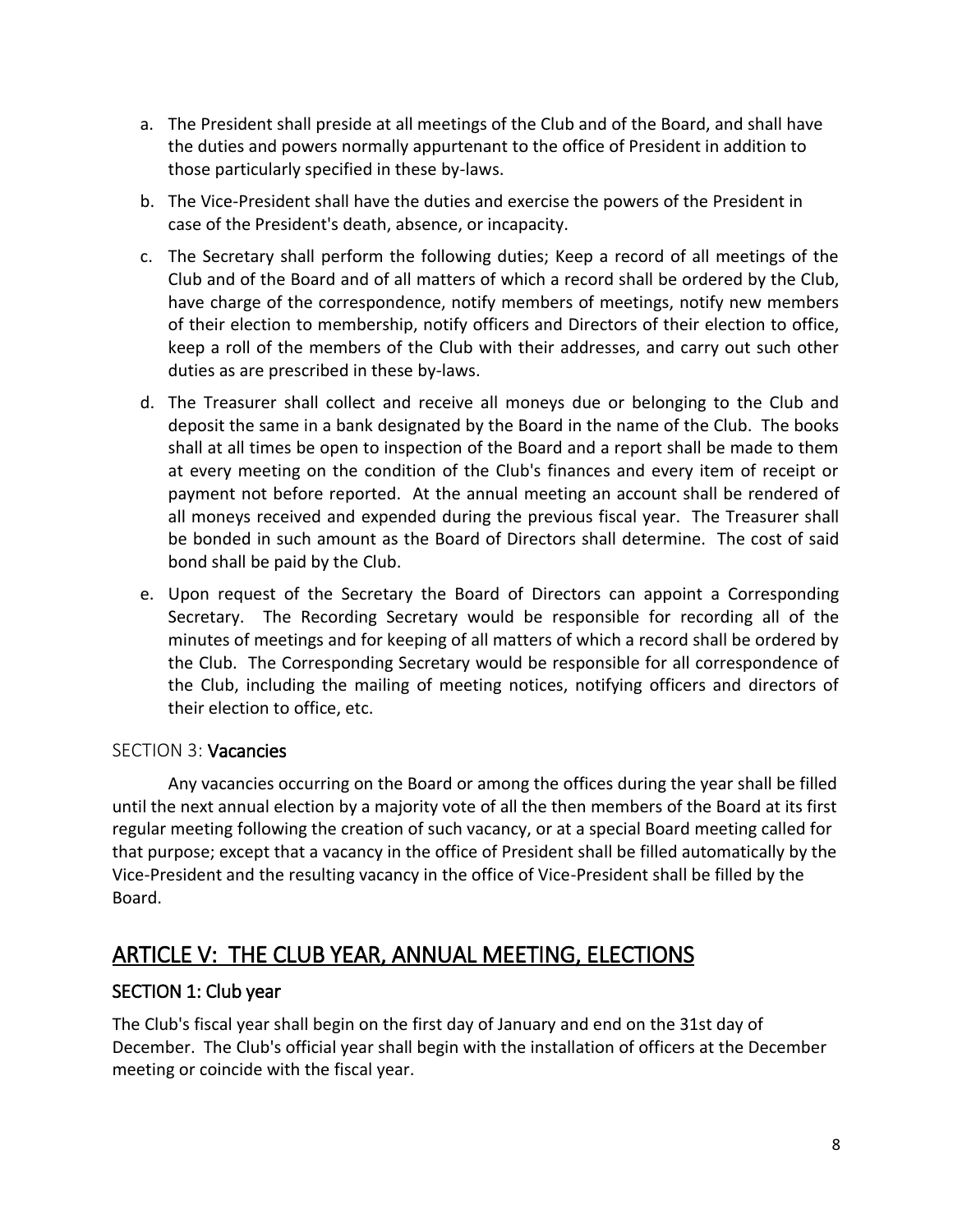a. The President shall preside at all meetings of the Club and of the Board, and shall have the duties and powers normally appurtenant to the office of President in addition to those particularly specified in these by-laws.

b. The Vice-President shall have the duties and exercise the powers of the President in case of the President's death, absence, or incapacity.

c. The Secretary shall perform the following duties; Keep a record of all meetings of the Club and of the Board and of all matters of which a record shall be ordered by the Club, have charge of the correspondence, notify members of meetings, notify new members of their election to membership, notify officers and Directors of their election to office, keep a roll of the members of the Club with their addresses, and carry out such other duties as are prescribed in these by-laws.

d. The Treasurer shall collect and receive all moneys due or belonging to the Club and deposit the same in a bank designated by the Board in the name of the Club. The books shall at all times be open to inspection of the Board and a report shall be made to them at every meeting on the condition of the Club's finances and every item of receipt or payment not before reported. At the annual meeting an account shall be rendered of all moneys received and expended during the previous fiscal year. The Treasurer shall be bonded in such amount as the Board of Directors shall determine. The cost of said bond shall be paid by the Club.

e. Upon request of the Secretary the Board of Directors can appoint a Corresponding Secretary. The Recording Secretary would be responsible for recording all of the minutes of meetings and for keeping of all matters of which a record shall be ordered by the Club. The Corresponding Secretary would be responsible for all correspondence of the Club, including the mailing of meeting notices, notifying officers and directors of their election to office, etc.

### SECTION 3: **Vacancies**

Any vacancies occurring on the Board or among the offices during the year shall be filled until the next annual election by a majority vote of all the then members of the Board at its first regular meeting following the creation of such vacancy, or at a special Board meeting called for that purpose; except that a vacancy in the office of President shall be filled automatically by the Vice-President and the resulting vacancy in the office of Vice-President shall be filled by the Board.

## ARTICLE V: THE CLUB YEAR, ANNUAL MEETING, ELECTIONS

### SECTION 1: Club year

The Club's fiscal year shall begin on the first day of January and end on the 31st day of December. The Club's official year shall begin with the installation of officers at the December meeting or coincide with the fiscal year.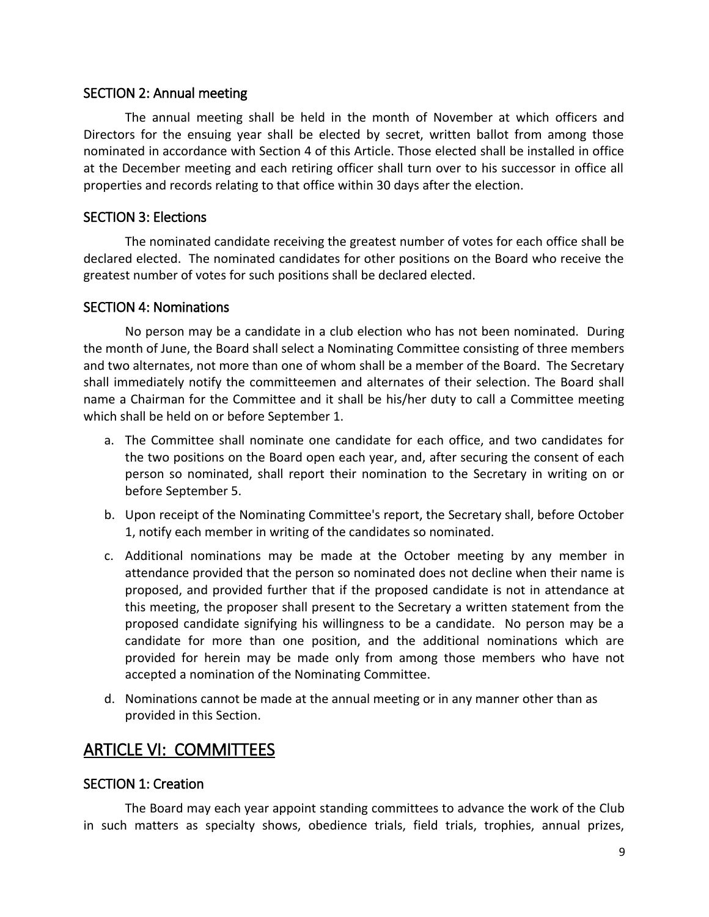### SECTION 2: Annual meeting

The annual meeting shall be held in the month of November at which officers and Directors for the ensuing year shall be elected by secret, written ballot from among those nominated in accordance with Section 4 of this Article. Those elected shall be installed in office at the December meeting and each retiring officer shall turn over to his successor in office all properties and records relating to that office within 30 days after the election.

### SECTION 3: Elections

The nominated candidate receiving the greatest number of votes for each office shall be declared elected. The nominated candidates for other positions on the Board who receive the greatest number of votes for such positions shall be declared elected.

### SECTION 4: Nominations

No person may be a candidate in a club election who has not been nominated. During the month of June, the Board shall select a Nominating Committee consisting of three members and two alternates, not more than one of whom shall be a member of the Board. The Secretary shall immediately notify the committeemen and alternates of their selection. The Board shall name a Chairman for the Committee and it shall be his/her duty to call a Committee meeting which shall be held on or before September 1.

a. The Committee shall nominate one candidate for each office, and two candidates for the two positions on the Board open each year, and, after securing the consent of each person so nominated, shall report their nomination to the Secretary in writing on or before September 5.

b. Upon receipt of the Nominating Committee's report, the Secretary shall, before October 1, notify each member in writing of the candidates so nominated.

c. Additional nominations may be made at the October meeting by any member in attendance provided that the person so nominated does not decline when their name is proposed, and provided further that if the proposed candidate is not in attendance at this meeting, the proposer shall present to the Secretary a written statement from the proposed candidate signifying his willingness to be a candidate. No person may be a candidate for more than one position, and the additional nominations which are provided for herein may be made only from among those members who have not accepted a nomination of the Nominating Committee.

d. Nominations cannot be made at the annual meeting or in any manner other than as provided in this Section.

## ARTICLE VI: COMMITTEES

### SECTION 1: Creation

The Board may each year appoint standing committees to advance the work of the Club in such matters as specialty shows, obedience trials, field trials, trophies, annual prizes,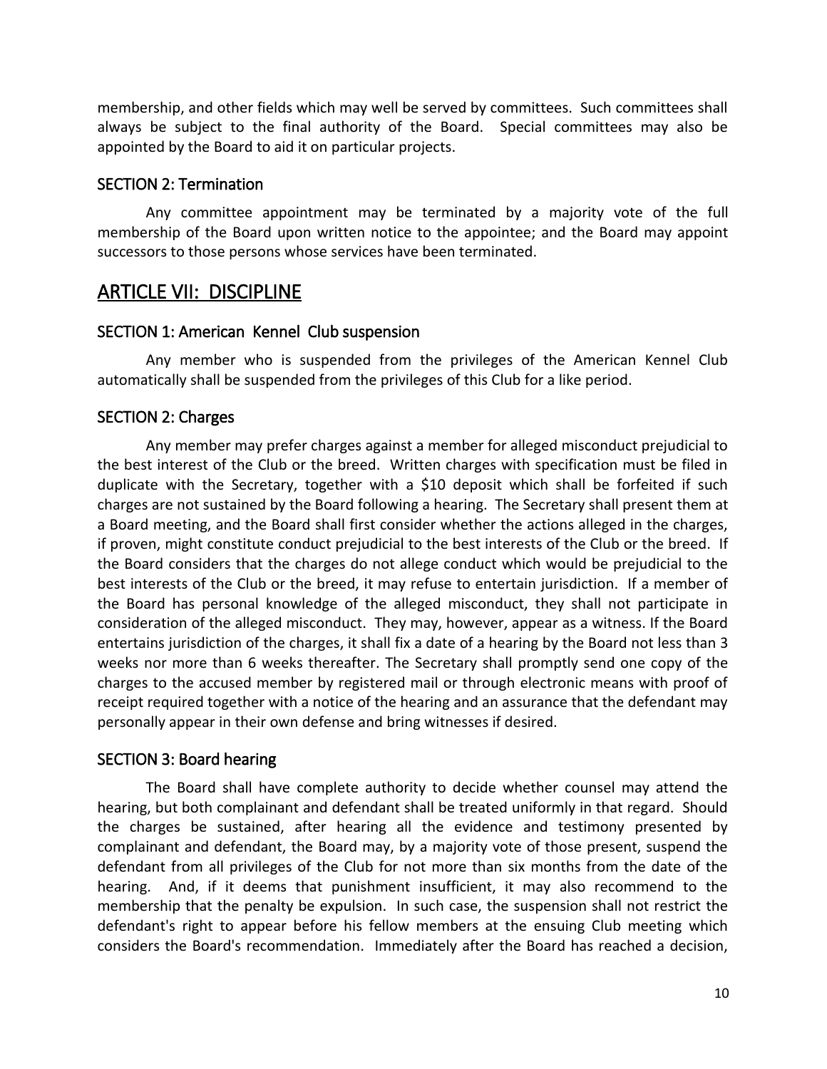membership, and other fields which may well be served by committees. Such committees shall always be subject to the final authority of the Board. Special committees may also be appointed by the Board to aid it on particular projects.

### SECTION 2: Termination

Any committee appointment may be terminated by a majority vote of the full membership of the Board upon written notice to the appointee; and the Board may appoint successors to those persons whose services have been terminated.

## ARTICLE VII: DISCIPLINE

### SECTION 1: American Kennel Club suspension

Any member who is suspended from the privileges of the American Kennel Club automatically shall be suspended from the privileges of this Club for a like period.

### SECTION 2: Charges

Any member may prefer charges against a member for alleged misconduct prejudicial to the best interest of the Club or the breed. Written charges with specification must be filed in duplicate with the Secretary, together with a $10 deposit which shall be forfeited if such charges are not sustained by the Board following a hearing. The Secretary shall present them at a Board meeting, and the Board shall first consider whether the actions alleged in the charges, if proven, might constitute conduct prejudicial to the best interests of the Club or the breed. If the Board considers that the charges do not allege conduct which would be prejudicial to the best interests of the Club or the breed, it may refuse to entertain jurisdiction. If a member of the Board has personal knowledge of the alleged misconduct, they shall not participate in consideration of the alleged misconduct. They may, however, appear as a witness. If the Board entertains jurisdiction of the charges, it shall fix a date of a hearing by the Board not less than 3 weeks nor more than 6 weeks thereafter. The Secretary shall promptly send one copy of the charges to the accused member by registered mail or through electronic means with proof of receipt required together with a notice of the hearing and an assurance that the defendant may personally appear in their own defense and bring witnesses if desired.

### SECTION 3: Board hearing

The Board shall have complete authority to decide whether counsel may attend the hearing, but both complainant and defendant shall be treated uniformly in that regard. Should the charges be sustained, after hearing all the evidence and testimony presented by complainant and defendant, the Board may, by a majority vote of those present, suspend the defendant from all privileges of the Club for not more than six months from the date of the hearing. And, if it deems that punishment insufficient, it may also recommend to the membership that the penalty be expulsion. In such case, the suspension shall not restrict the defendant's right to appear before his fellow members at the ensuing Club meeting which considers the Board's recommendation. Immediately after the Board has reached a decision,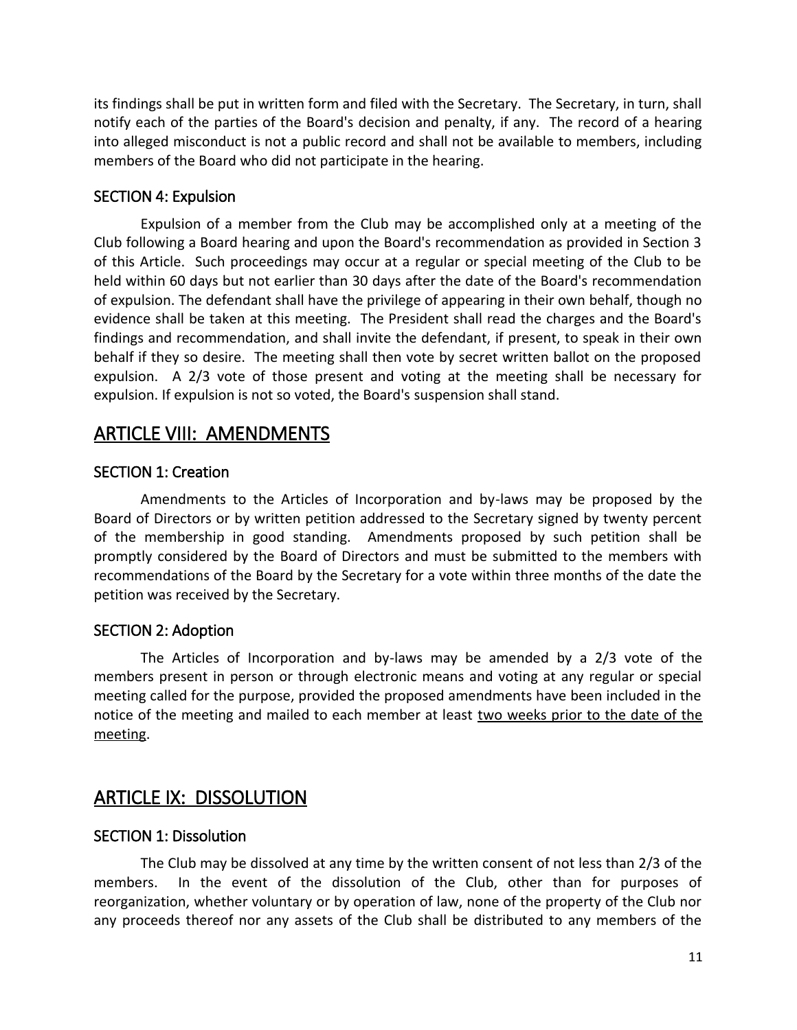its findings shall be put in written form and filed with the Secretary. The Secretary, in turn, shall notify each of the parties of the Board's decision and penalty, if any. The record of a hearing into alleged misconduct is not a public record and shall not be available to members, including members of the Board who did not participate in the hearing.

### SECTION 4: Expulsion

Expulsion of a member from the Club may be accomplished only at a meeting of the Club following a Board hearing and upon the Board's recommendation as provided in Section 3 of this Article. Such proceedings may occur at a regular or special meeting of the Club to be held within 60 days but not earlier than 30 days after the date of the Board's recommendation of expulsion. The defendant shall have the privilege of appearing in their own behalf, though no evidence shall be taken at this meeting. The President shall read the charges and the Board's findings and recommendation, and shall invite the defendant, if present, to speak in their own behalf if they so desire. The meeting shall then vote by secret written ballot on the proposed expulsion. A 2/3 vote of those present and voting at the meeting shall be necessary for expulsion. If expulsion is not so voted, the Board's suspension shall stand.

## ARTICLE VIII: AMENDMENTS

### SECTION 1: Creation

Amendments to the Articles of Incorporation and by-laws may be proposed by the Board of Directors or by written petition addressed to the Secretary signed by twenty percent of the membership in good standing. Amendments proposed by such petition shall be promptly considered by the Board of Directors and must be submitted to the members with recommendations of the Board by the Secretary for a vote within three months of the date the petition was received by the Secretary.

### SECTION 2: Adoption

The Articles of Incorporation and by-laws may be amended by a 2/3 vote of the members present in person or through electronic means and voting at any regular or special meeting called for the purpose, provided the proposed amendments have been included in the notice of the meeting and mailed to each member at least <u>two weeks prior to the date of the meeting</u>.

## ARTICLE IX: DISSOLUTION

### SECTION 1: Dissolution

The Club may be dissolved at any time by the written consent of not less than 2/3 of the members. In the event of the dissolution of the Club, other than for purposes of reorganization, whether voluntary or by operation of law, none of the property of the Club nor any proceeds thereof nor any assets of the Club shall be distributed to any members of the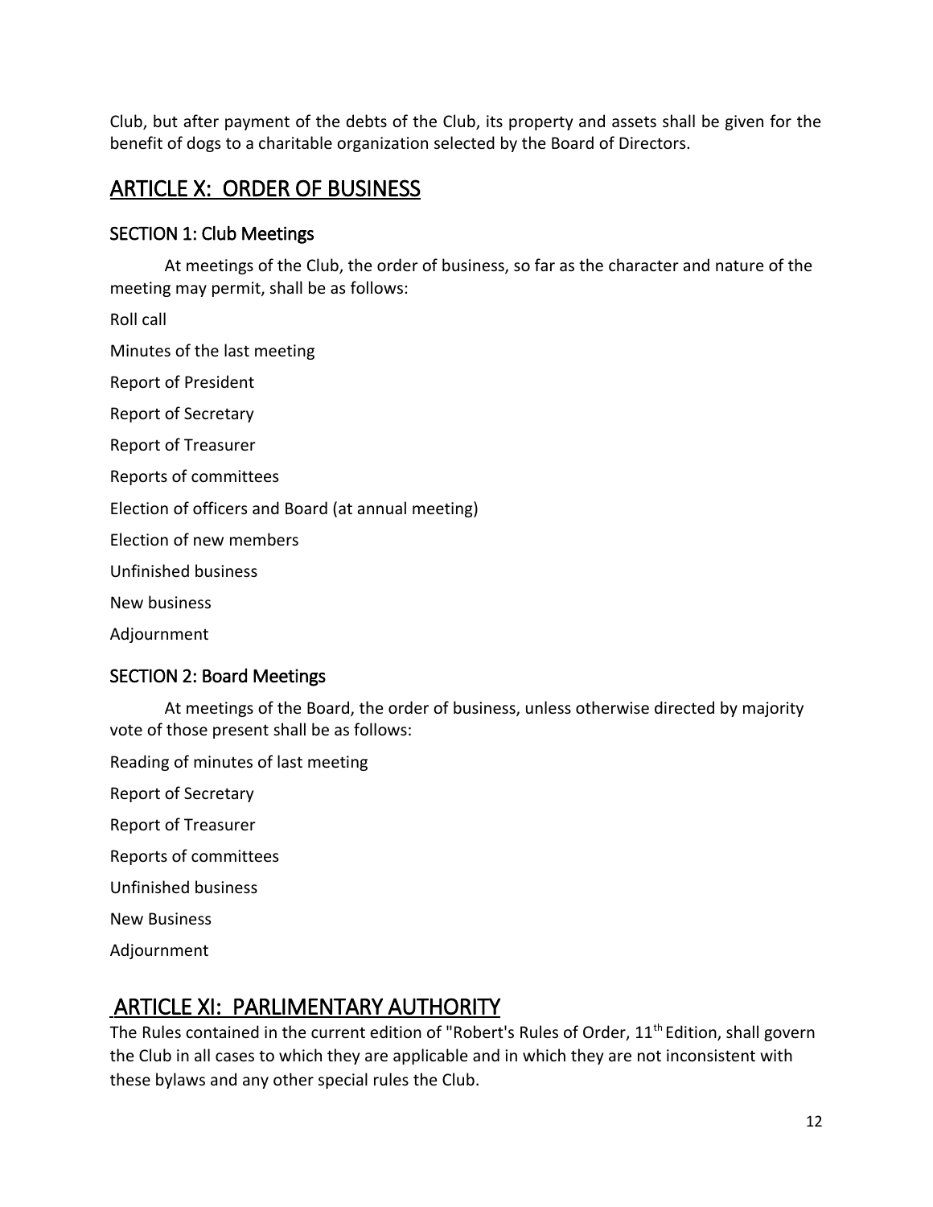Club, but after payment of the debts of the Club, its property and assets shall be given for the benefit of dogs to a charitable organization selected by the Board of Directors.

## ARTICLE X: ORDER OF BUSINESS

### SECTION 1: Club Meetings

At meetings of the Club, the order of business, so far as the character and nature of the meeting may permit, shall be as follows:

Roll call

Minutes of the last meeting

Report of President

Report of Secretary

Report of Treasurer

Reports of committees

Election of officers and Board (at annual meeting)

Election of new members

Unfinished business

New business

Adjournment

### SECTION 2: Board Meetings

At meetings of the Board, the order of business, unless otherwise directed by majority vote of those present shall be as follows:

Reading of minutes of last meeting

Report of Secretary

Report of Treasurer

Reports of committees

Unfinished business

New Business

Adjournment

## ARTICLE XI: PARLIMENTARY AUTHORITY

The Rules contained in the current edition of "Robert's Rules of Order, 11th Edition, shall govern the Club in all cases to which they are applicable and in which they are not inconsistent with these bylaws and any other special rules the Club.